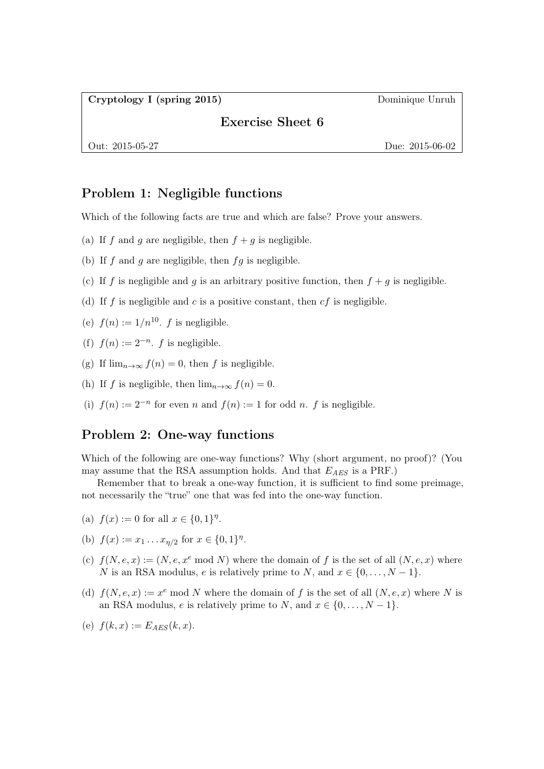**Cryptology I (spring 2015)** Dominique Unruh

## Exercise Sheet 6

Out: 2015-05-27 Due: 2015-06-02

## Problem 1: Negligible functions

Which of the following facts are true and which are false? Prove your answers.

(a) If $f$ and $g$ are negligible, then $f + g$ is negligible.

(b) If $f$ and $g$ are negligible, then $fg$ is negligible.

(c) If $f$ is negligible and $g$ is an arbitrary positive function, then $f + g$ is negligible.

(d) If $f$ is negligible and $c$ is a positive constant, then $cf$ is negligible.

(e) $f(n) := 1/n^{10}$. $f$ is negligible.

(f) $f(n) := 2^{-n}$. $f$ is negligible.

(g) If $\lim_{n\to\infty} f(n) = 0$, then $f$ is negligible.

(h) If $f$ is negligible, then $\lim_{n\to\infty} f(n) = 0$.

(i) $f(n) := 2^{-n}$ for even $n$ and $f(n) := 1$ for odd $n$. $f$ is negligible.

## Problem 2: One-way functions

Which of the following are one-way functions? Why (short argument, no proof)? (You may assume that the RSA assumption holds. And that $E_{AES}$ is a PRF.)

Remember that to break a one-way function, it is sufficient to find some preimage, not necessarily the "true" one that was fed into the one-way function.

(a) $f(x) := 0$ for all $x \in \{0, 1\}^\eta$.

(b) $f(x) := x_1 \dots x_{\eta/2}$ for $x \in \{0, 1\}^\eta$.

(c) $f(N, e, x) := (N, e, x^e \bmod N)$ where the domain of $f$ is the set of all $(N, e, x)$ where $N$ is an RSA modulus, $e$ is relatively prime to $N$, and $x \in \{0, \dots, N - 1\}$.

(d) $f(N, e, x) := x^e \bmod N$ where the domain of $f$ is the set of all $(N, e, x)$ where $N$ is an RSA modulus, $e$ is relatively prime to $N$, and $x \in \{0, \dots, N - 1\}$.

(e) $f(k, x) := E_{AES}(k, x)$.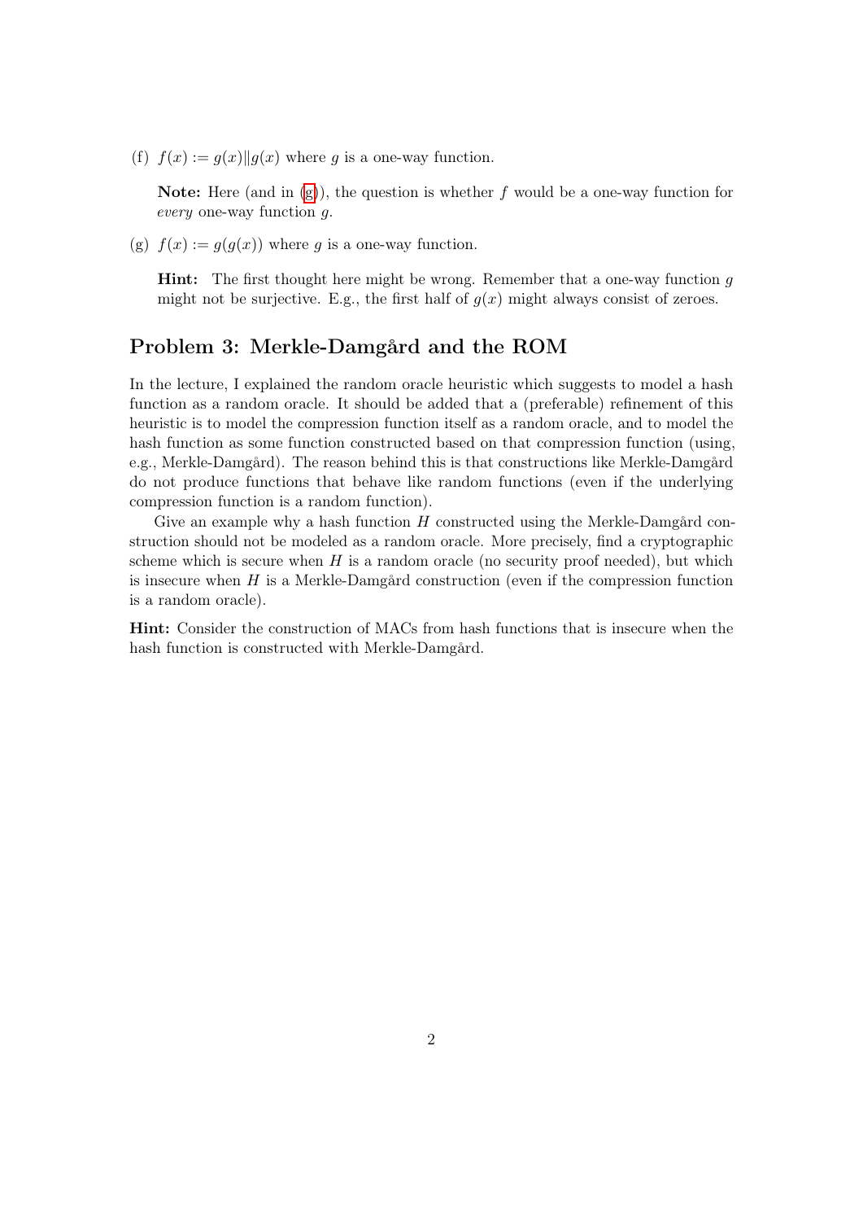(f) $f(x) := g(x) \| g(x)$ where $g$ is a one-way function.

**Note:** Here (and in (g)), the question is whether $f$ would be a one-way function for *every* one-way function $g$.

(g) $f(x) := g(g(x))$ where $g$ is a one-way function.

**Hint:** The first thought here might be wrong. Remember that a one-way function $g$ might not be surjective. E.g., the first half of $g(x)$ might always consist of zeroes.

## Problem 3: Merkle-Damgård and the ROM

In the lecture, I explained the random oracle heuristic which suggests to model a hash function as a random oracle. It should be added that a (preferable) refinement of this heuristic is to model the compression function itself as a random oracle, and to model the hash function as some function constructed based on that compression function (using, e.g., Merkle-Damgård). The reason behind this is that constructions like Merkle-Damgård do not produce functions that behave like random functions (even if the underlying compression function is a random function).

Give an example why a hash function $H$ constructed using the Merkle-Damgård construction should not be modeled as a random oracle. More precisely, find a cryptographic scheme which is secure when $H$ is a random oracle (no security proof needed), but which is insecure when $H$ is a Merkle-Damgård construction (even if the compression function is a random oracle).

**Hint:** Consider the construction of MACs from hash functions that is insecure when the hash function is constructed with Merkle-Damgård.